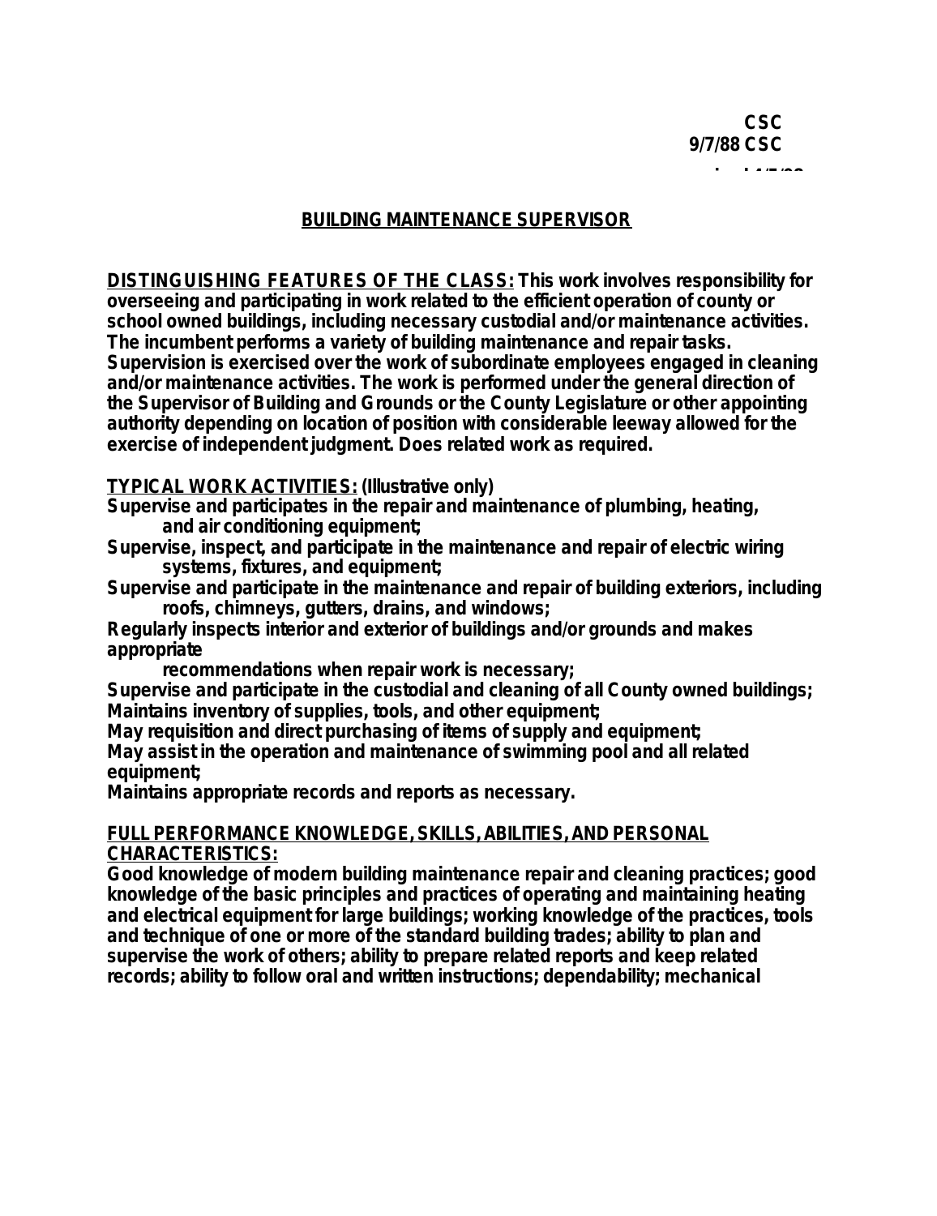CSC
9/7/88 CSC

## BUILDING MAINTENANCE SUPERVISOR

**DISTINGUISHING FEATURES OF THE CLASS:** This work involves responsibility for overseeing and participating in work related to the efficient operation of county or school owned buildings, including necessary custodial and/or maintenance activities. The incumbent performs a variety of building maintenance and repair tasks. Supervision is exercised over the work of subordinate employees engaged in cleaning and/or maintenance activities. The work is performed under the general direction of the Supervisor of Building and Grounds or the County Legislature or other appointing authority depending on location of position with considerable leeway allowed for the exercise of independent judgment. Does related work as required.

**TYPICAL WORK ACTIVITIES:** (Illustrative only)

Supervise and participates in the repair and maintenance of plumbing, heating, and air conditioning equipment;
Supervise, inspect, and participate in the maintenance and repair of electric wiring systems, fixtures, and equipment;
Supervise and participate in the maintenance and repair of building exteriors, including roofs, chimneys, gutters, drains, and windows;
Regularly inspects interior and exterior of buildings and/or grounds and makes appropriate recommendations when repair work is necessary;
Supervise and participate in the custodial and cleaning of all County owned buildings;
Maintains inventory of supplies, tools, and other equipment;
May requisition and direct purchasing of items of supply and equipment;
May assist in the operation and maintenance of swimming pool and all related equipment;
Maintains appropriate records and reports as necessary.

**FULL PERFORMANCE KNOWLEDGE, SKILLS, ABILITIES, AND PERSONAL CHARACTERISTICS:**
Good knowledge of modern building maintenance repair and cleaning practices; good knowledge of the basic principles and practices of operating and maintaining heating and electrical equipment for large buildings; working knowledge of the practices, tools and technique of one or more of the standard building trades; ability to plan and supervise the work of others; ability to prepare related reports and keep related records; ability to follow oral and written instructions; dependability; mechanical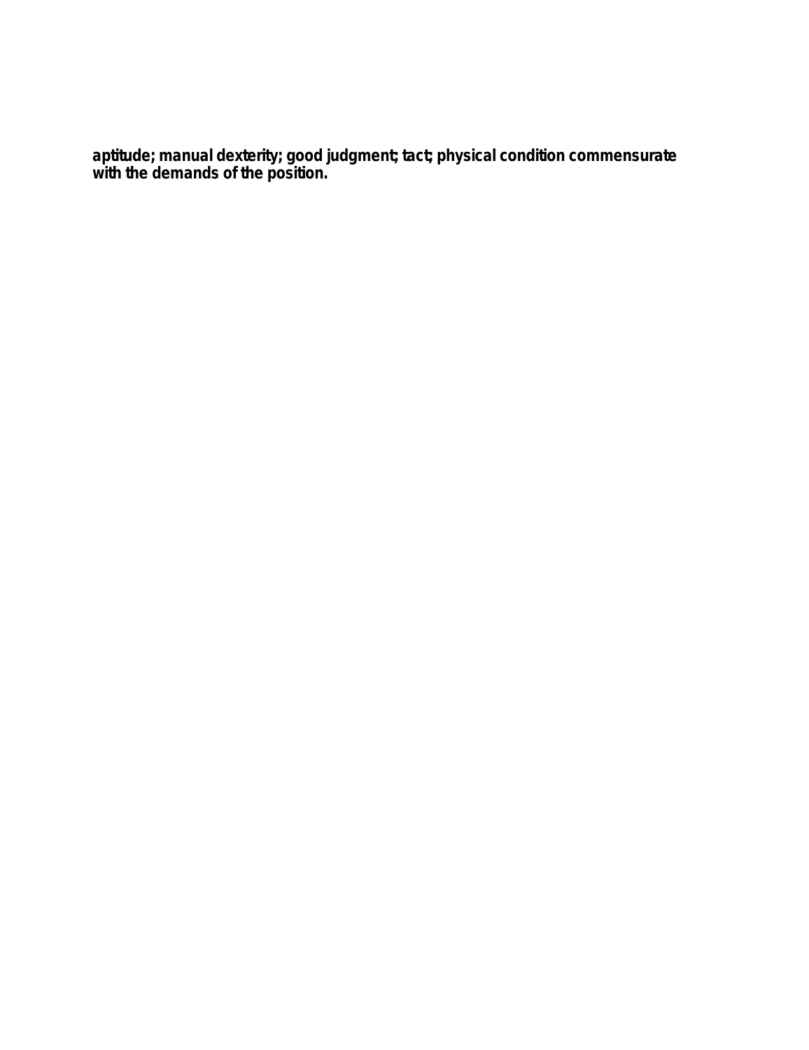**aptitude; manual dexterity; good judgment; tact; physical condition commensurate with the demands of the position.**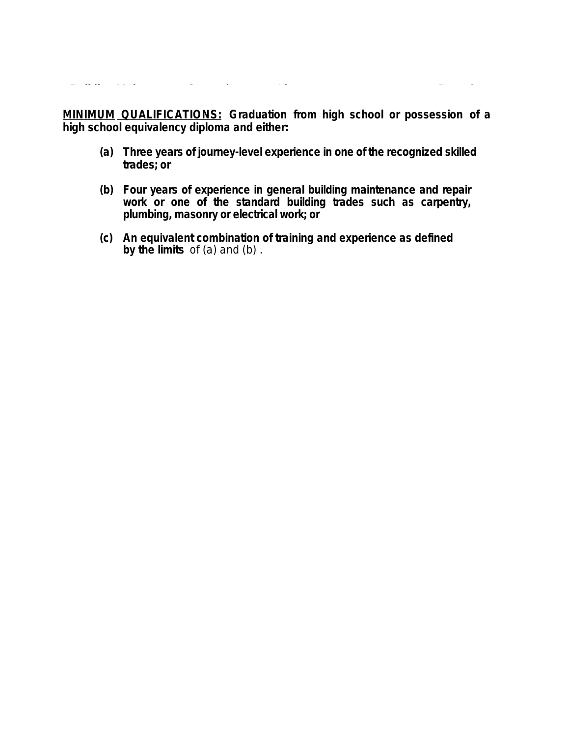**MINIMUM QUALIFICATIONS:** **Graduation from high school or possession of a high school equivalency diploma and either:**

**(a) Three years of journey-level experience in one of the recognized skilled trades; or**

**(b) Four years of experience in general building maintenance and repair work or one of the standard building trades such as carpentry, plumbing, masonry or electrical work; or**

**(c) An equivalent combination of training and experience as defined by the limits** of (a) and (b) .